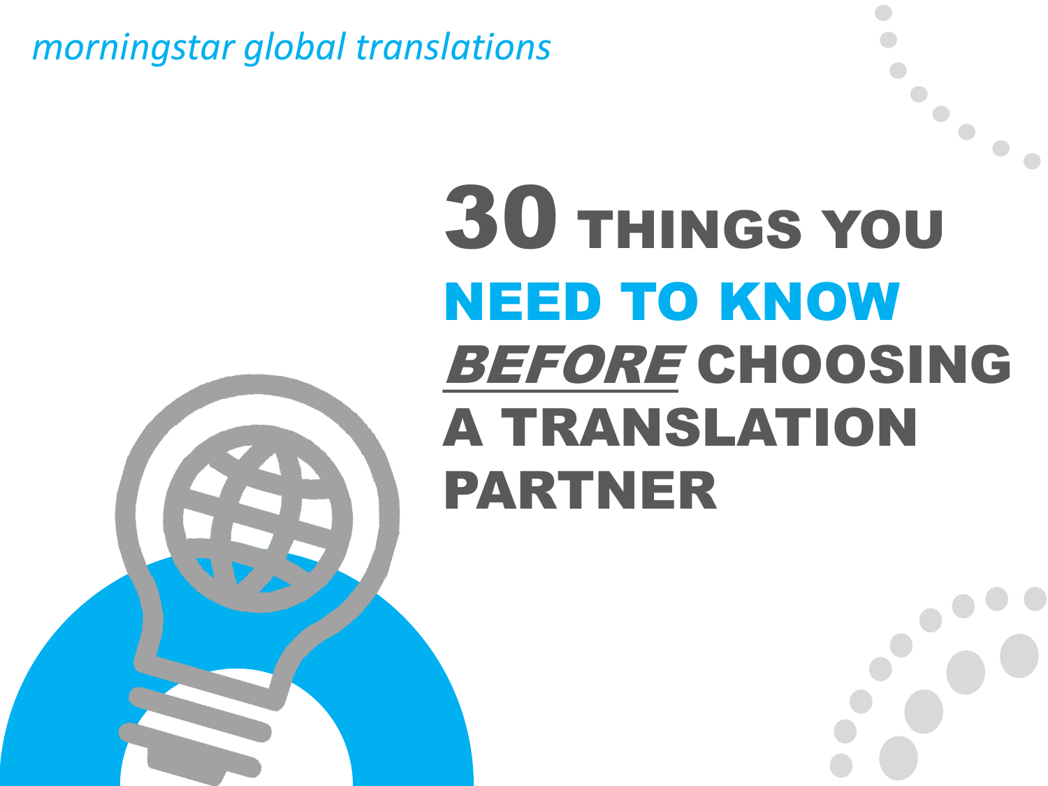morningstar global translations

# 30 THINGS YOU NEED TO KNOW *BEFORE* CHOOSING A TRANSLATION PARTNER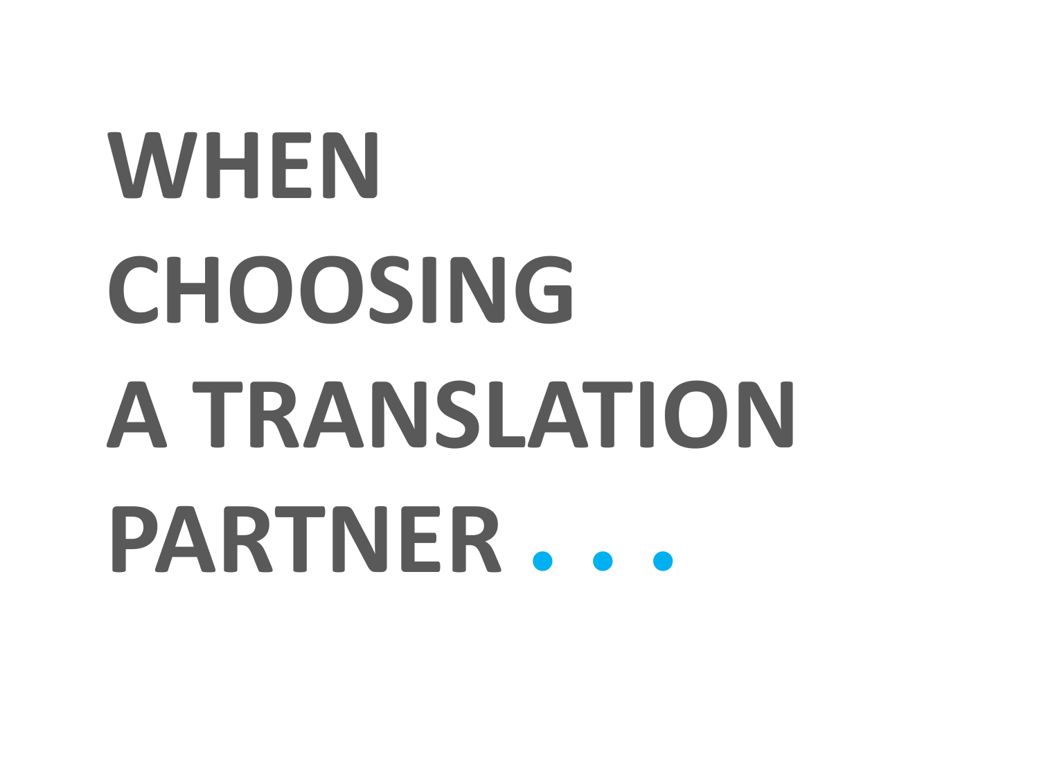# WHEN CHOOSING A TRANSLATION PARTNER . . .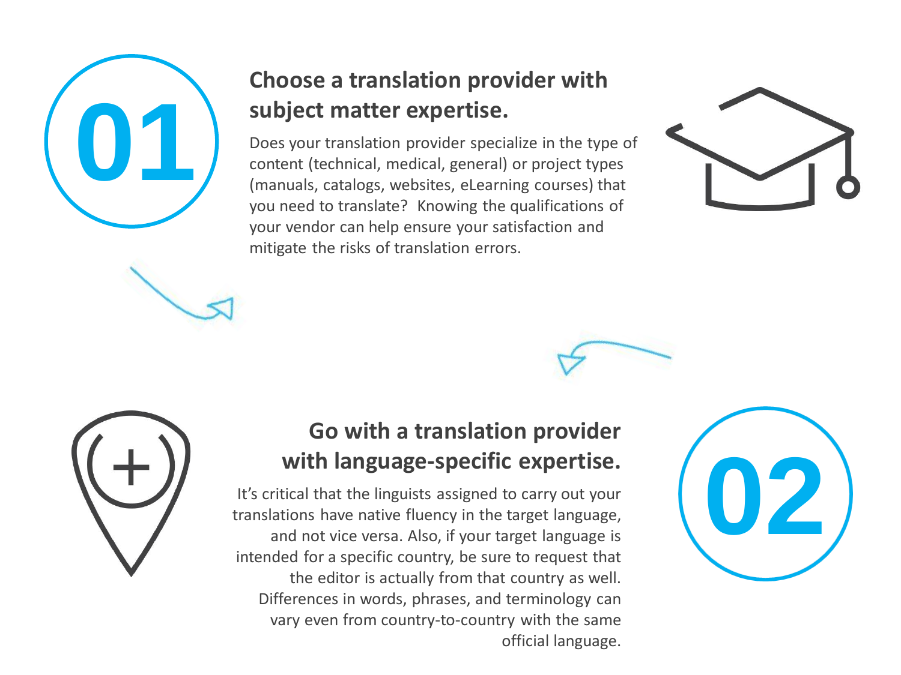01

## Choose a translation provider with subject matter expertise.

Does your translation provider specialize in the type of content (technical, medical, general) or project types (manuals, catalogs, websites, eLearning courses) that you need to translate? Knowing the qualifications of your vendor can help ensure your satisfaction and mitigate the risks of translation errors.

02

## Go with a translation provider with language-specific expertise.

It's critical that the linguists assigned to carry out your translations have native fluency in the target language, and not vice versa. Also, if your target language is intended for a specific country, be sure to request that the editor is actually from that country as well. Differences in words, phrases, and terminology can vary even from country-to-country with the same official language.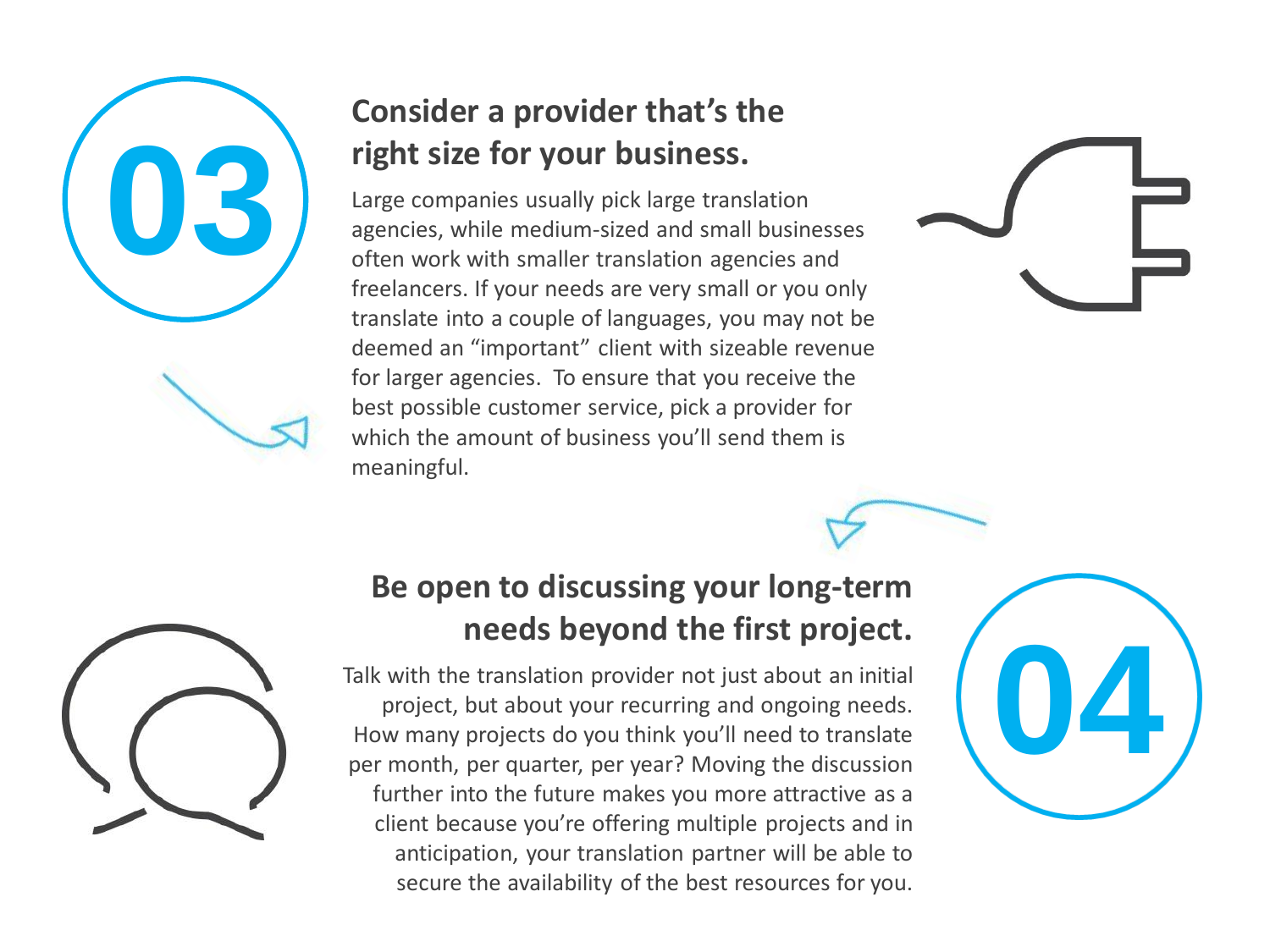## 03

## Consider a provider that's the right size for your business.

Large companies usually pick large translation agencies, while medium-sized and small businesses often work with smaller translation agencies and freelancers. If your needs are very small or you only translate into a couple of languages, you may not be deemed an "important" client with sizeable revenue for larger agencies. To ensure that you receive the best possible customer service, pick a provider for which the amount of business you'll send them is meaningful.

## 04

## Be open to discussing your long-term needs beyond the first project.

Talk with the translation provider not just about an initial project, but about your recurring and ongoing needs. How many projects do you think you'll need to translate per month, per quarter, per year? Moving the discussion further into the future makes you more attractive as a client because you're offering multiple projects and in anticipation, your translation partner will be able to secure the availability of the best resources for you.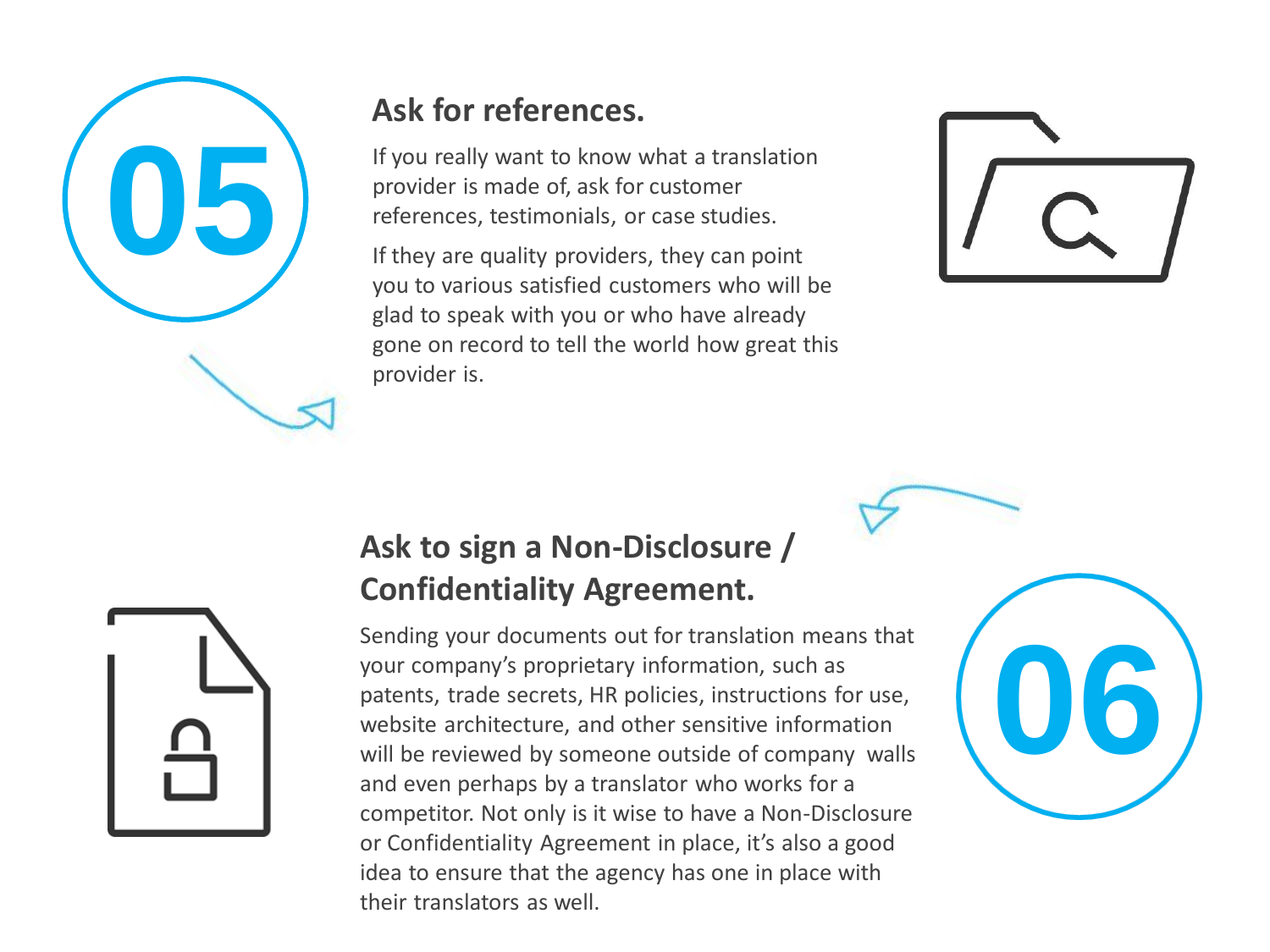05

## Ask for references.

If you really want to know what a translation provider is made of, ask for customer references, testimonials, or case studies.

If they are quality providers, they can point you to various satisfied customers who will be glad to speak with you or who have already gone on record to tell the world how great this provider is.

06

## Ask to sign a Non-Disclosure / Confidentiality Agreement.

Sending your documents out for translation means that your company's proprietary information, such as patents, trade secrets, HR policies, instructions for use, website architecture, and other sensitive information will be reviewed by someone outside of company walls and even perhaps by a translator who works for a competitor. Not only is it wise to have a Non-Disclosure or Confidentiality Agreement in place, it's also a good idea to ensure that the agency has one in place with their translators as well.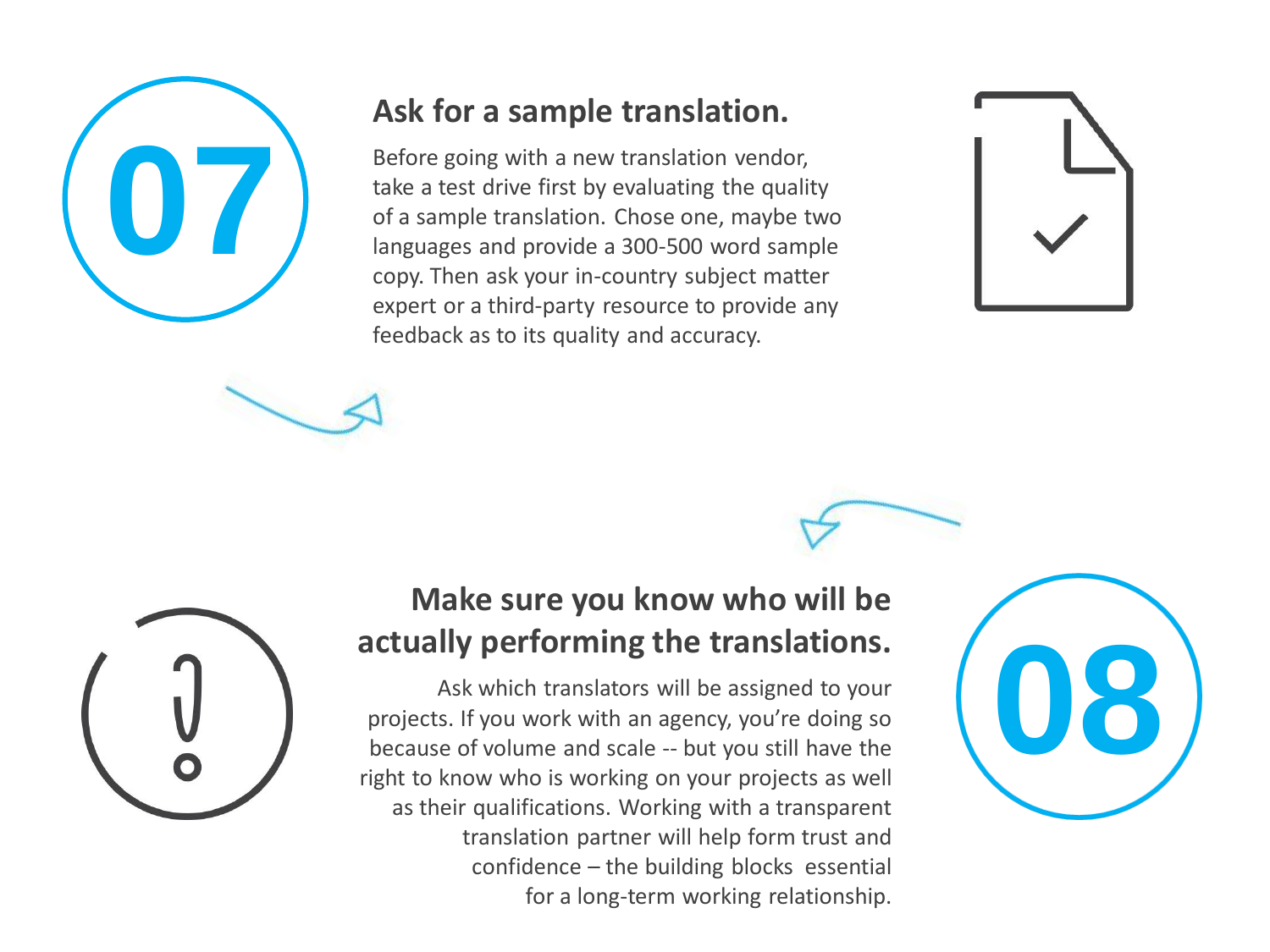## 07

## Ask for a sample translation.

Before going with a new translation vendor, take a test drive first by evaluating the quality of a sample translation. Chose one, maybe two languages and provide a 300-500 word sample copy. Then ask your in-country subject matter expert or a third-party resource to provide any feedback as to its quality and accuracy.

## 08

## Make sure you know who will be actually performing the translations.

Ask which translators will be assigned to your projects. If you work with an agency, you're doing so because of volume and scale -- but you still have the right to know who is working on your projects as well as their qualifications. Working with a transparent translation partner will help form trust and confidence – the building blocks essential for a long-term working relationship.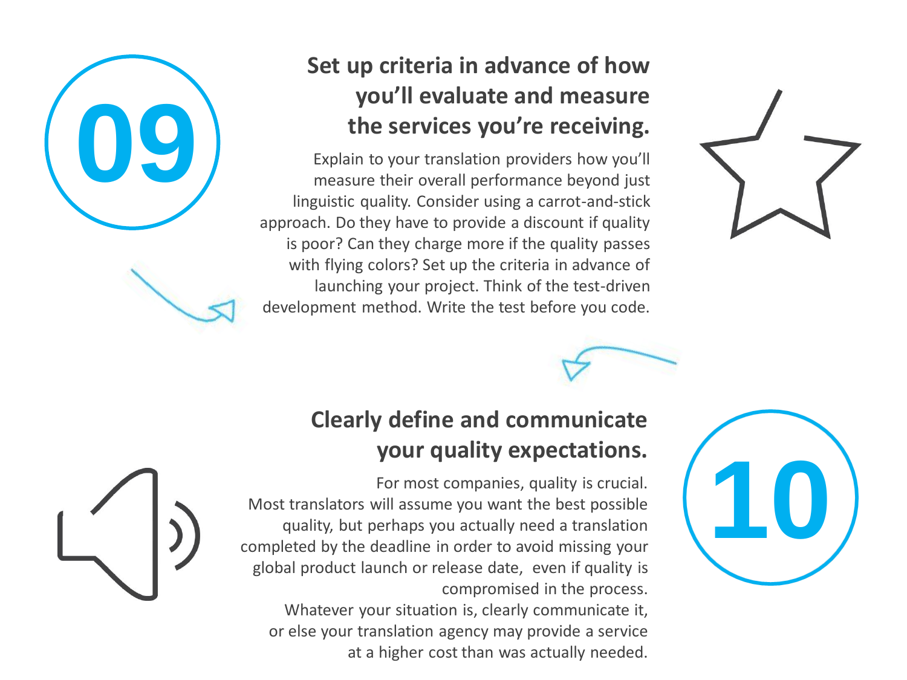## 09

## Set up criteria in advance of how you'll evaluate and measure the services you're receiving.

Explain to your translation providers how you'll measure their overall performance beyond just linguistic quality. Consider using a carrot-and-stick approach. Do they have to provide a discount if quality is poor? Can they charge more if the quality passes with flying colors? Set up the criteria in advance of launching your project. Think of the test-driven development method. Write the test before you code.

## 10

## Clearly define and communicate your quality expectations.

For most companies, quality is crucial. Most translators will assume you want the best possible quality, but perhaps you actually need a translation completed by the deadline in order to avoid missing your global product launch or release date, even if quality is compromised in the process. Whatever your situation is, clearly communicate it, or else your translation agency may provide a service at a higher cost than was actually needed.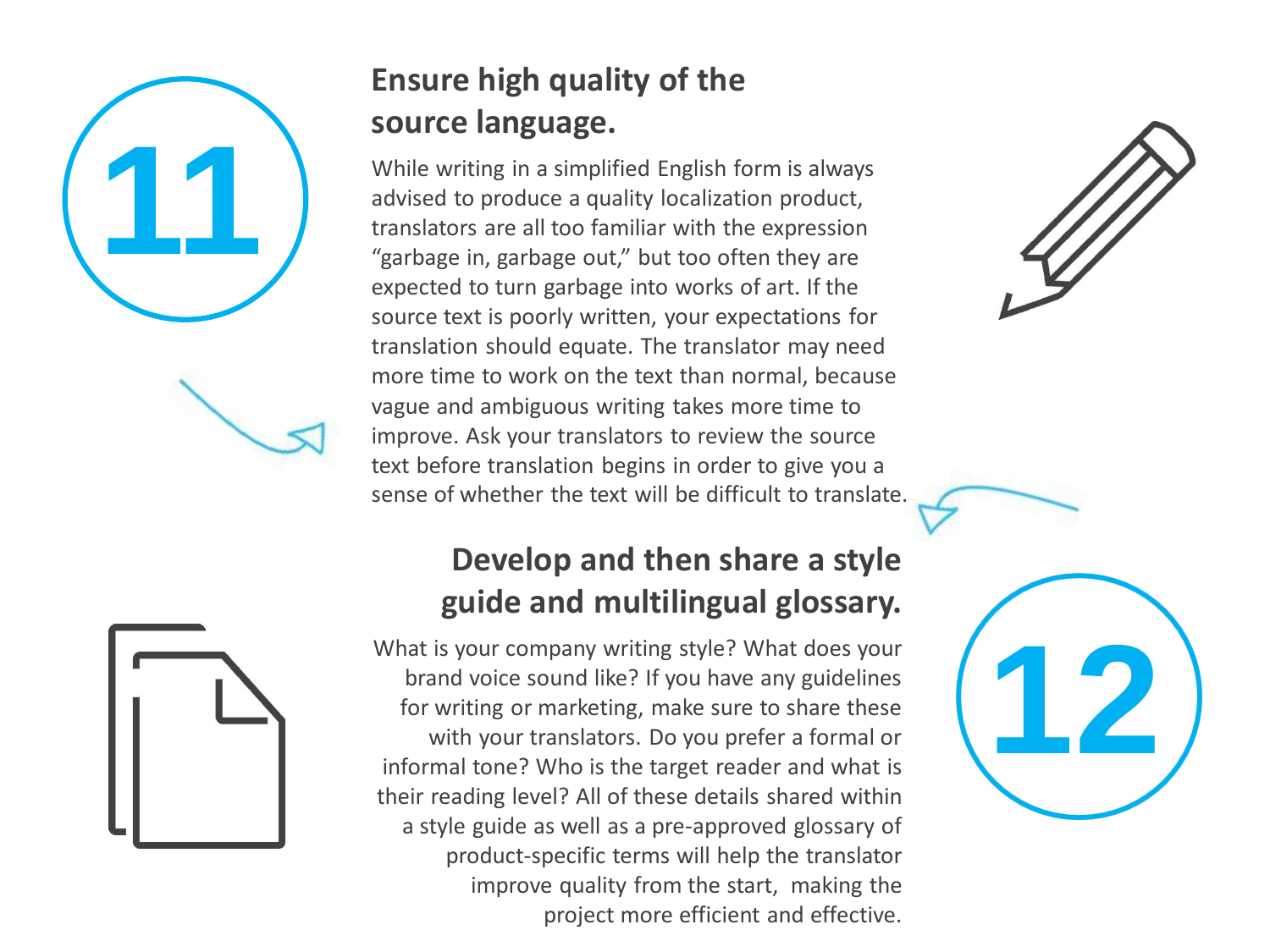## 11

## Ensure high quality of the source language.

While writing in a simplified English form is always advised to produce a quality localization product, translators are all too familiar with the expression "garbage in, garbage out," but too often they are expected to turn garbage into works of art. If the source text is poorly written, your expectations for translation should equate. The translator may need more time to work on the text than normal, because vague and ambiguous writing takes more time to improve. Ask your translators to review the source text before translation begins in order to give you a sense of whether the text will be difficult to translate.

## 12

## Develop and then share a style guide and multilingual glossary.

What is your company writing style? What does your brand voice sound like? If you have any guidelines for writing or marketing, make sure to share these with your translators. Do you prefer a formal or informal tone? Who is the target reader and what is their reading level? All of these details shared within a style guide as well as a pre-approved glossary of product-specific terms will help the translator improve quality from the start, making the project more efficient and effective.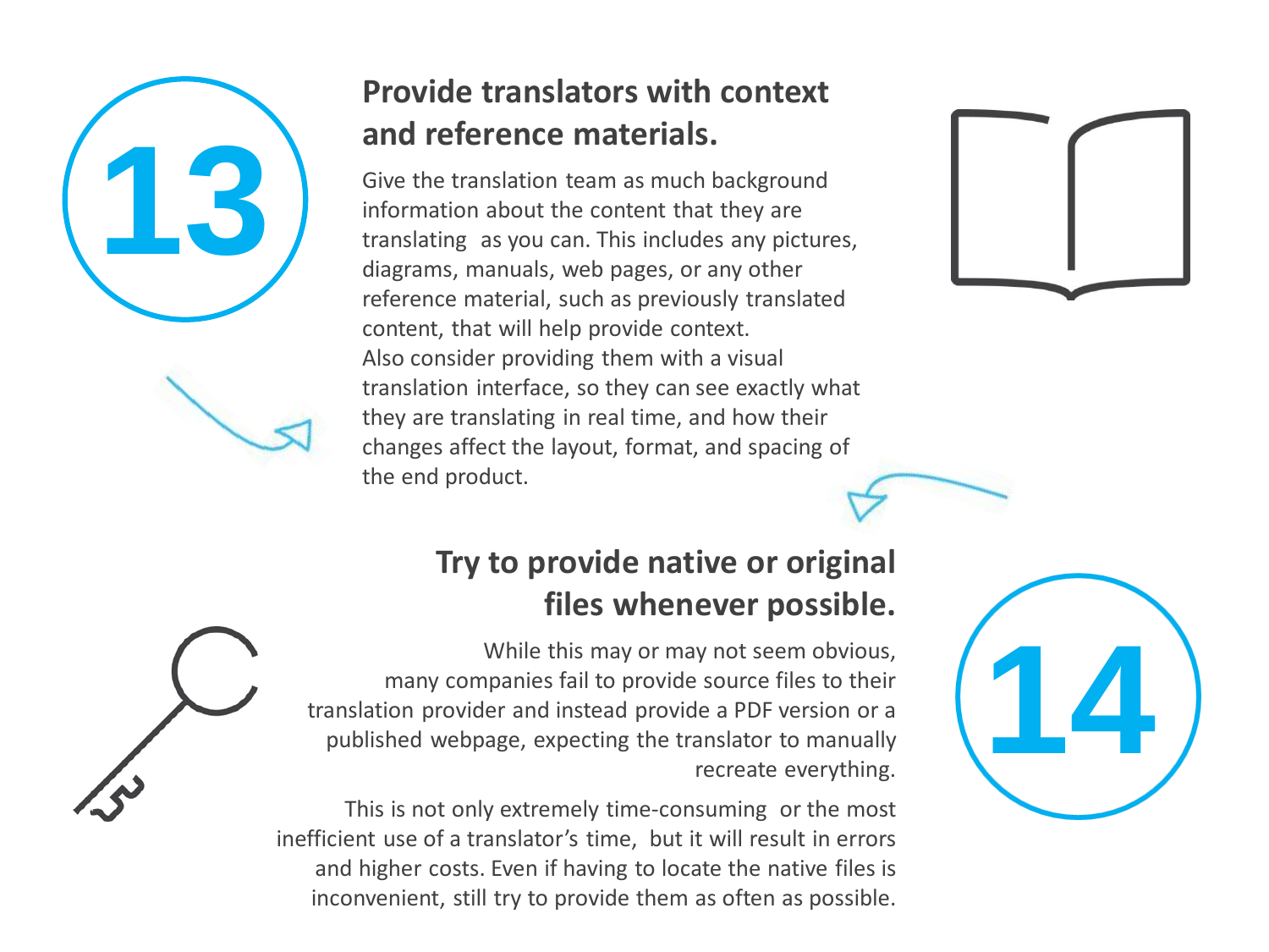## 13 Provide translators with context and reference materials.

Give the translation team as much background information about the content that they are translating as you can. This includes any pictures, diagrams, manuals, web pages, or any other reference material, such as previously translated content, that will help provide context.
Also consider providing them with a visual translation interface, so they can see exactly what they are translating in real time, and how their changes affect the layout, format, and spacing of the end product.

## 14 Try to provide native or original files whenever possible.

While this may or may not seem obvious, many companies fail to provide source files to their translation provider and instead provide a PDF version or a published webpage, expecting the translator to manually recreate everything.

This is not only extremely time-consuming or the most inefficient use of a translator's time, but it will result in errors and higher costs. Even if having to locate the native files is inconvenient, still try to provide them as often as possible.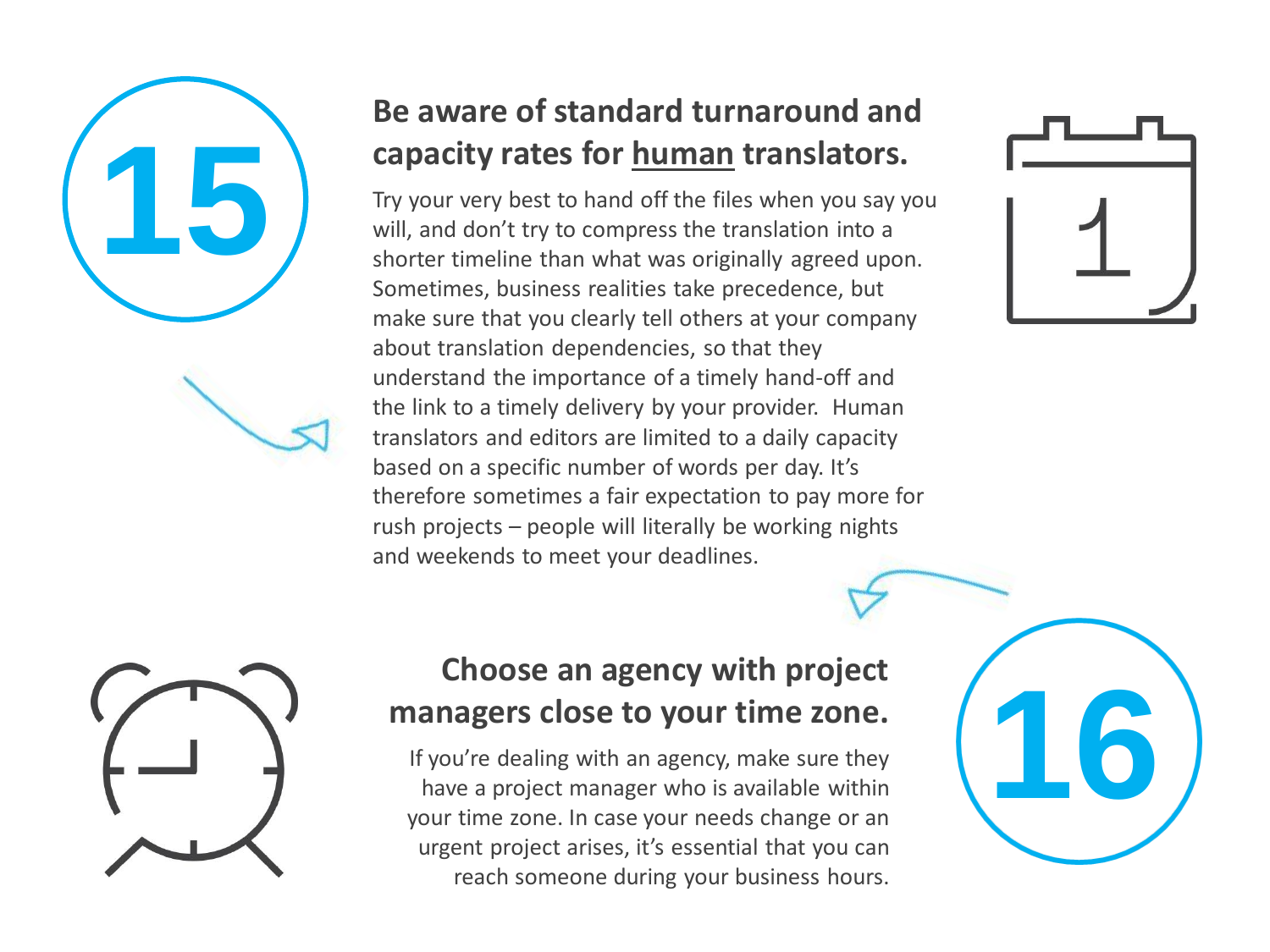## 15

## Be aware of standard turnaround and capacity rates for <u>human</u> translators.

Try your very best to hand off the files when you say you will, and don't try to compress the translation into a shorter timeline than what was originally agreed upon. Sometimes, business realities take precedence, but make sure that you clearly tell others at your company about translation dependencies, so that they understand the importance of a timely hand-off and the link to a timely delivery by your provider. Human translators and editors are limited to a daily capacity based on a specific number of words per day. It's therefore sometimes a fair expectation to pay more for rush projects – people will literally be working nights and weekends to meet your deadlines.

## 16

## Choose an agency with project managers close to your time zone.

If you're dealing with an agency, make sure they have a project manager who is available within your time zone. In case your needs change or an urgent project arises, it's essential that you can reach someone during your business hours.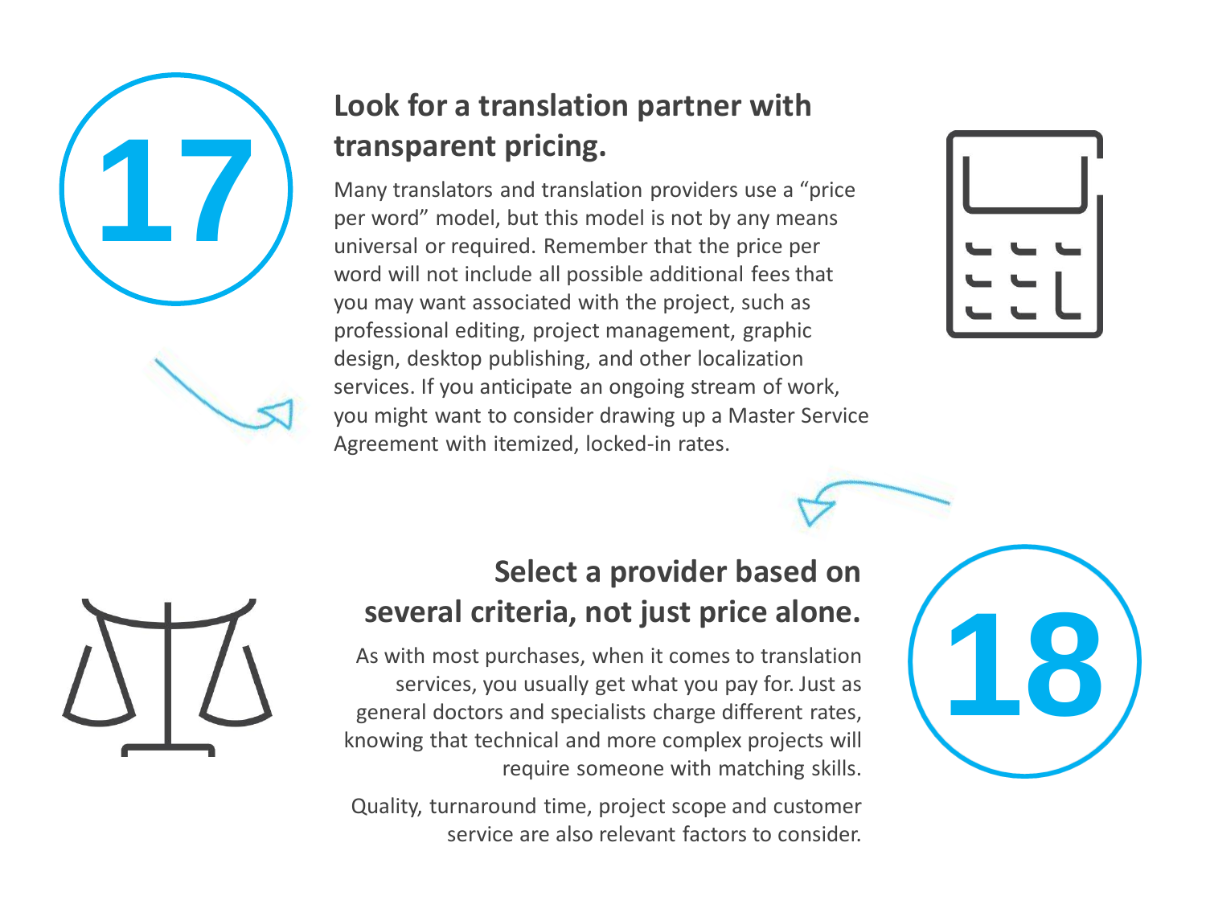## 17

## Look for a translation partner with transparent pricing.

Many translators and translation providers use a “price per word” model, but this model is not by any means universal or required. Remember that the price per word will not include all possible additional fees that you may want associated with the project, such as professional editing, project management, graphic design, desktop publishing, and other localization services. If you anticipate an ongoing stream of work, you might want to consider drawing up a Master Service Agreement with itemized, locked-in rates.

## 18

## Select a provider based on several criteria, not just price alone.

As with most purchases, when it comes to translation services, you usually get what you pay for. Just as general doctors and specialists charge different rates, knowing that technical and more complex projects will require someone with matching skills.

Quality, turnaround time, project scope and customer service are also relevant factors to consider.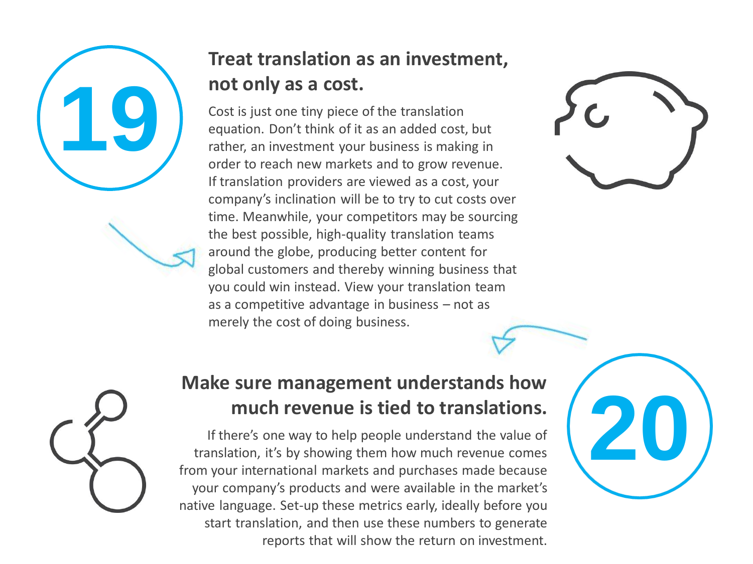## 19

## Treat translation as an investment, not only as a cost.

Cost is just one tiny piece of the translation equation. Don't think of it as an added cost, but rather, an investment your business is making in order to reach new markets and to grow revenue. If translation providers are viewed as a cost, your company's inclination will be to try to cut costs over time. Meanwhile, your competitors may be sourcing the best possible, high-quality translation teams around the globe, producing better content for global customers and thereby winning business that you could win instead. View your translation team as a competitive advantage in business – not as merely the cost of doing business.

## 20

## Make sure management understands how much revenue is tied to translations.

If there's one way to help people understand the value of translation, it's by showing them how much revenue comes from your international markets and purchases made because your company's products and were available in the market's native language. Set-up these metrics early, ideally before you start translation, and then use these numbers to generate reports that will show the return on investment.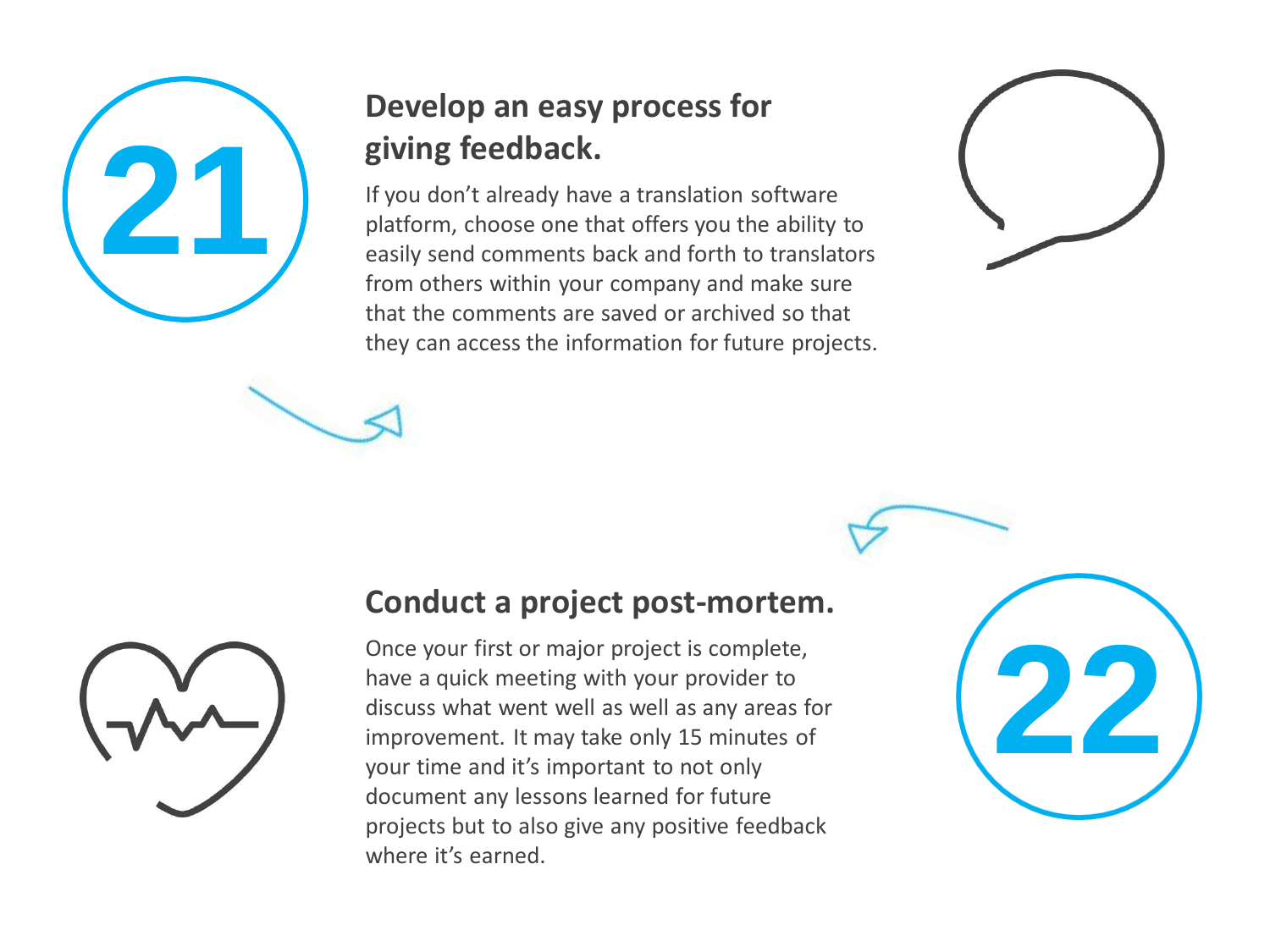## 21

## Develop an easy process for giving feedback.

If you don't already have a translation software platform, choose one that offers you the ability to easily send comments back and forth to translators from others within your company and make sure that the comments are saved or archived so that they can access the information for future projects.

## 22

## Conduct a project post-mortem.

Once your first or major project is complete, have a quick meeting with your provider to discuss what went well as well as any areas for improvement. It may take only 15 minutes of your time and it's important to not only document any lessons learned for future projects but to also give any positive feedback where it's earned.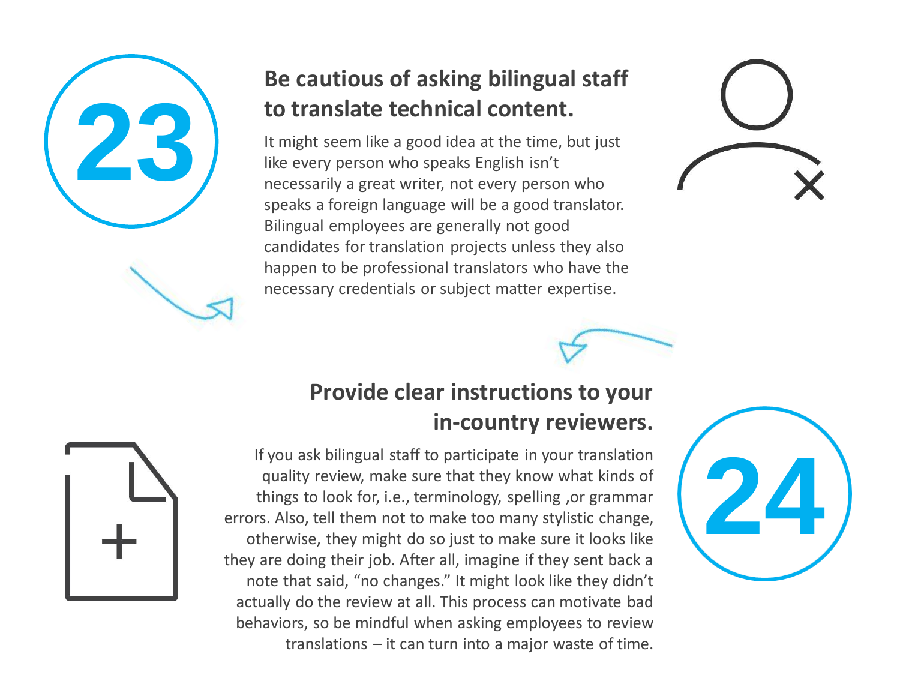## 23

## Be cautious of asking bilingual staff to translate technical content.

It might seem like a good idea at the time, but just like every person who speaks English isn't necessarily a great writer, not every person who speaks a foreign language will be a good translator. Bilingual employees are generally not good candidates for translation projects unless they also happen to be professional translators who have the necessary credentials or subject matter expertise.

## 24

## Provide clear instructions to your in-country reviewers.

If you ask bilingual staff to participate in your translation quality review, make sure that they know what kinds of things to look for, i.e., terminology, spelling ,or grammar errors. Also, tell them not to make too many stylistic change, otherwise, they might do so just to make sure it looks like they are doing their job. After all, imagine if they sent back a note that said, "no changes." It might look like they didn't actually do the review at all. This process can motivate bad behaviors, so be mindful when asking employees to review translations – it can turn into a major waste of time.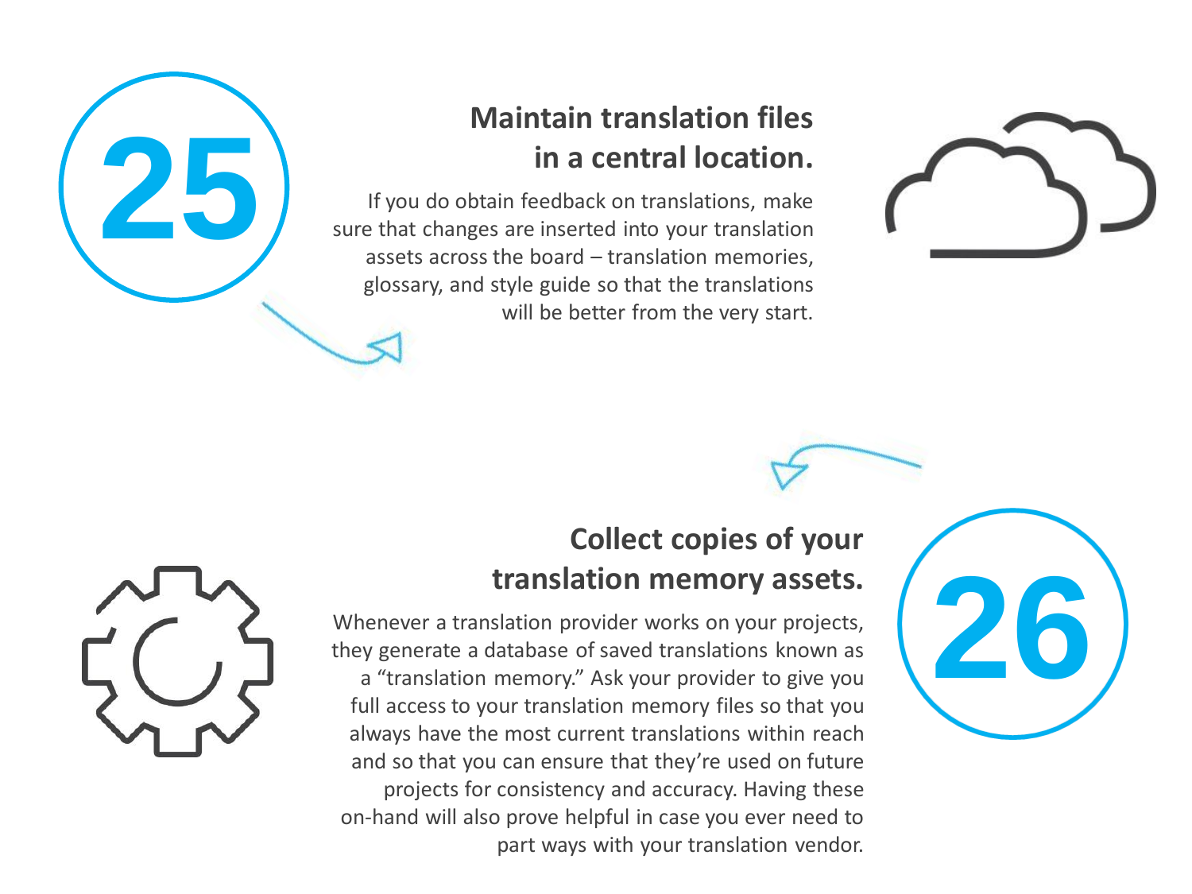## 25

## Maintain translation files in a central location.

If you do obtain feedback on translations, make sure that changes are inserted into your translation assets across the board – translation memories, glossary, and style guide so that the translations will be better from the very start.

## 26

## Collect copies of your translation memory assets.

Whenever a translation provider works on your projects, they generate a database of saved translations known as a "translation memory." Ask your provider to give you full access to your translation memory files so that you always have the most current translations within reach and so that you can ensure that they're used on future projects for consistency and accuracy. Having these on-hand will also prove helpful in case you ever need to part ways with your translation vendor.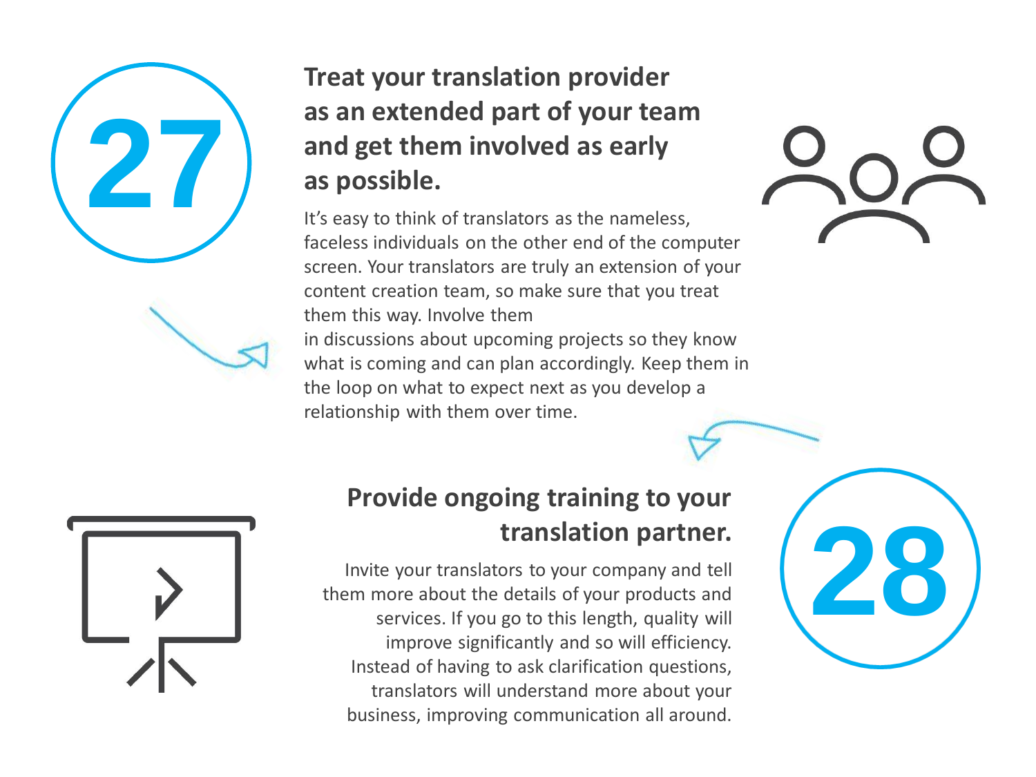## 27

## Treat your translation provider as an extended part of your team and get them involved as early as possible.

It's easy to think of translators as the nameless, faceless individuals on the other end of the computer screen. Your translators are truly an extension of your content creation team, so make sure that you treat them this way. Involve them in discussions about upcoming projects so they know what is coming and can plan accordingly. Keep them in the loop on what to expect next as you develop a relationship with them over time.

## 28

## Provide ongoing training to your translation partner.

Invite your translators to your company and tell them more about the details of your products and services. If you go to this length, quality will improve significantly and so will efficiency. Instead of having to ask clarification questions, translators will understand more about your business, improving communication all around.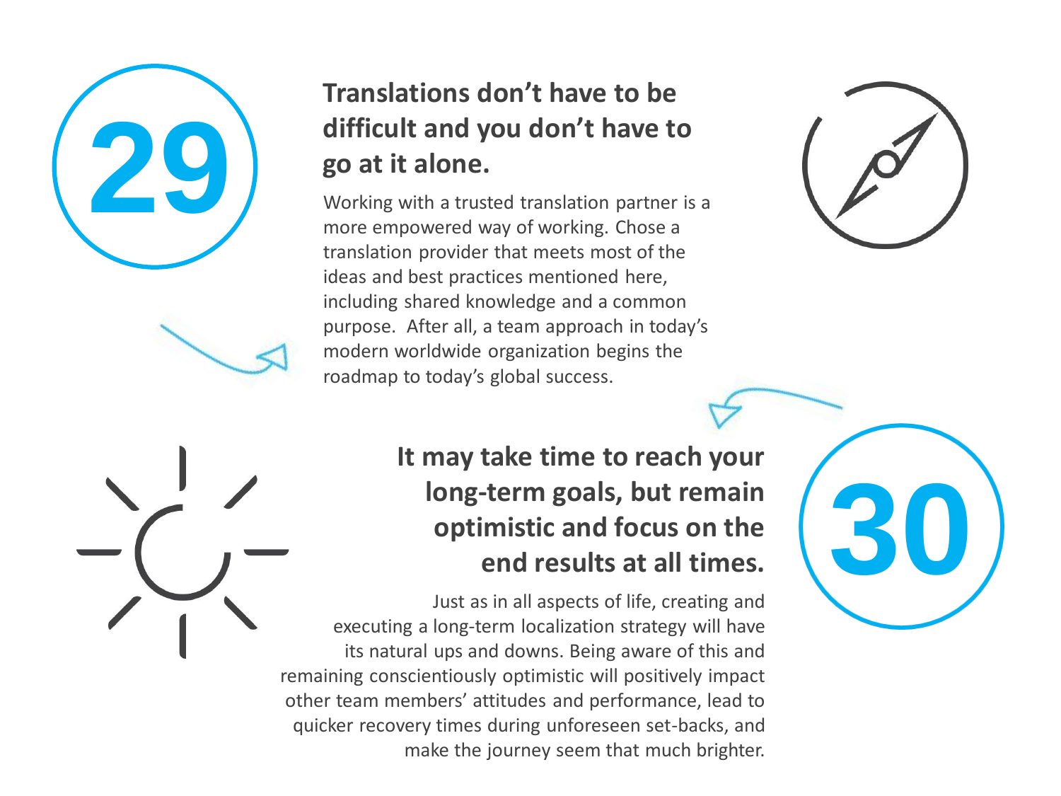## 29

### Translations don't have to be difficult and you don't have to go at it alone.

Working with a trusted translation partner is a more empowered way of working. Chose a translation provider that meets most of the ideas and best practices mentioned here, including shared knowledge and a common purpose. After all, a team approach in today's modern worldwide organization begins the roadmap to today's global success.

## 30

### It may take time to reach your long-term goals, but remain optimistic and focus on the end results at all times.

Just as in all aspects of life, creating and executing a long-term localization strategy will have its natural ups and downs. Being aware of this and remaining conscientiously optimistic will positively impact other team members' attitudes and performance, lead to quicker recovery times during unforeseen set-backs, and make the journey seem that much brighter.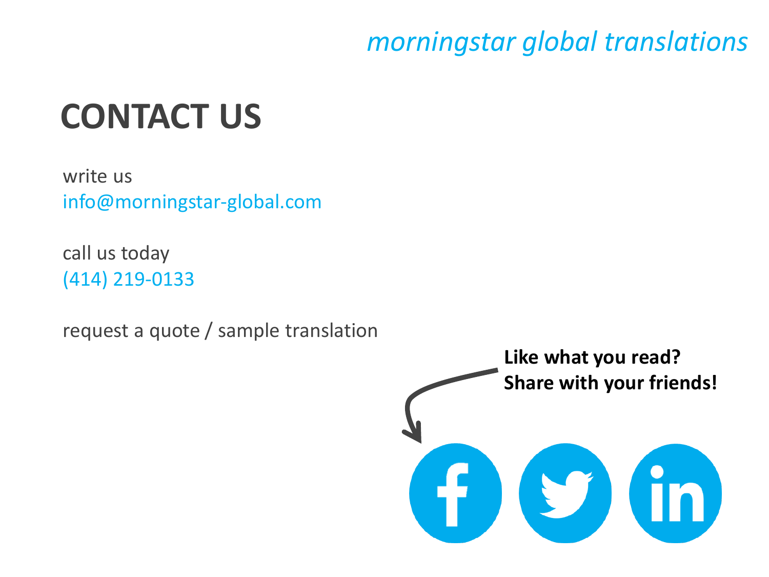*morningstar global translations*

# CONTACT US

write us
info@morningstar-global.com

call us today
(414) 219-0133

request a quote / sample translation

**Like what you read?**
**Share with your friends!**